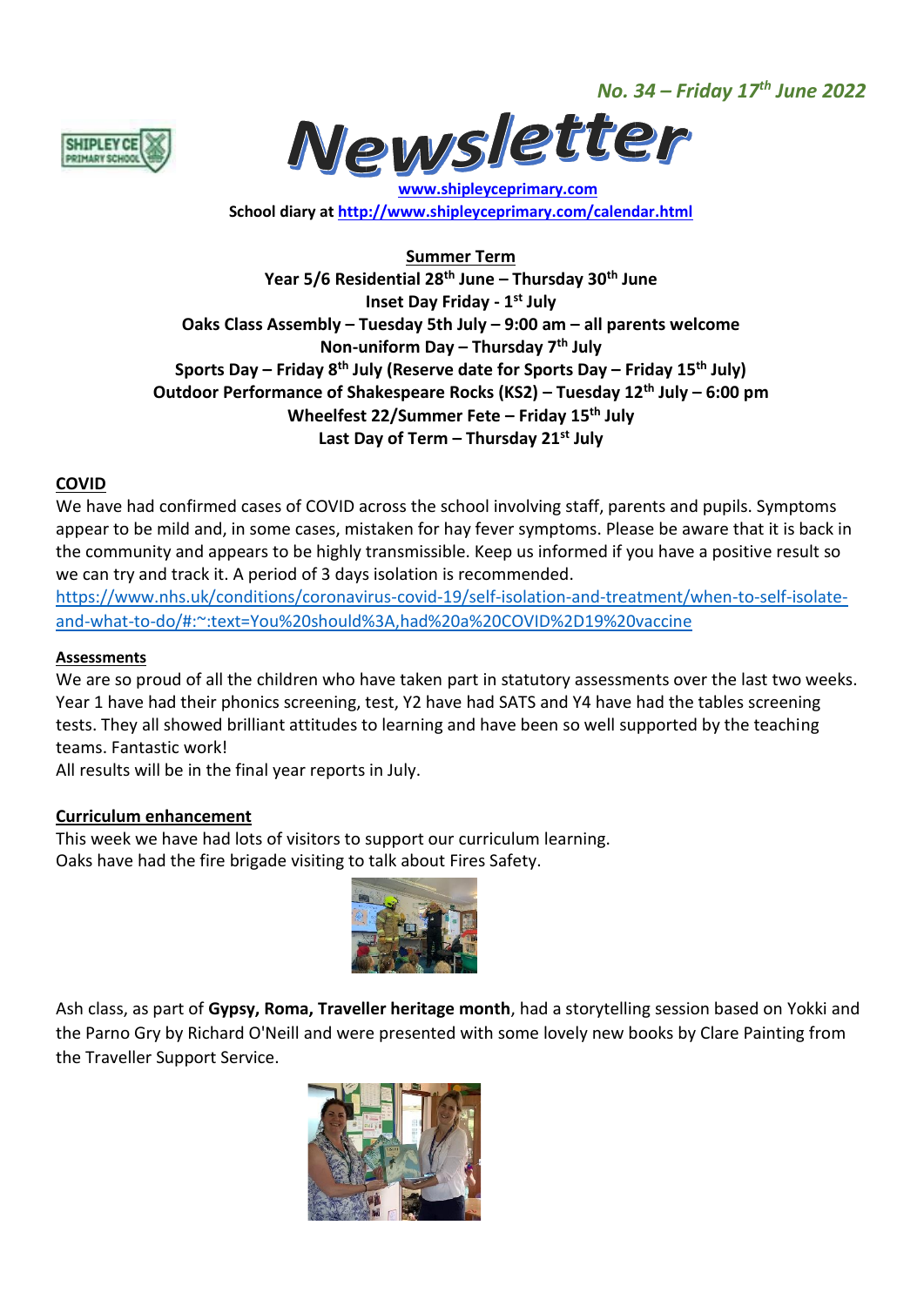*No. 34 – Friday 17th June 2022*

# Newsletter

**[www.shipleyceprimary.com](http://www.shipleyceprimary.com)**

**School diary at [http://www.shipleyceprimary.com/calendar.html](http://www.shipleyceprimary.com/calendar.html)**

**Summer Term**

**Year 5/6 Residential 28th June – Thursday 30th June**
**Inset Day Friday - 1st July**
**Oaks Class Assembly – Tuesday 5th July – 9:00 am – all parents welcome**
**Non-uniform Day – Thursday 7th July**
**Sports Day – Friday 8th July (Reserve date for Sports Day – Friday 15th July)**
**Outdoor Performance of Shakespeare Rocks (KS2) – Tuesday 12th July – 6:00 pm**
**Wheelfest 22/Summer Fete – Friday 15th July**
**Last Day of Term – Thursday 21st July**

## COVID

We have had confirmed cases of COVID across the school involving staff, parents and pupils. Symptoms appear to be mild and, in some cases, mistaken for hay fever symptoms. Please be aware that it is back in the community and appears to be highly transmissible. Keep us informed if you have a positive result so we can try and track it. A period of 3 days isolation is recommended.
[https://www.nhs.uk/conditions/coronavirus-covid-19/self-isolation-and-treatment/when-to-self-isolate-and-what-to-do/#:~:text=You%20should%3A,had%20a%20COVID%2D19%20vaccine](https://www.nhs.uk/conditions/coronavirus-covid-19/self-isolation-and-treatment/when-to-self-isolate-and-what-to-do/#:~:text=You%20should%3A,had%20a%20COVID%2D19%20vaccine)

### Assessments

We are so proud of all the children who have taken part in statutory assessments over the last two weeks. Year 1 have had their phonics screening, test, Y2 have had SATS and Y4 have had the tables screening tests. They all showed brilliant attitudes to learning and have been so well supported by the teaching teams. Fantastic work!
All results will be in the final year reports in July.

## Curriculum enhancement

This week we have had lots of visitors to support our curriculum learning.
Oaks have had the fire brigade visiting to talk about Fires Safety.

Ash class, as part of **Gypsy, Roma, Traveller heritage month**, had a storytelling session based on Yokki and the Parno Gry by Richard O'Neill and were presented with some lovely new books by Clare Painting from the Traveller Support Service.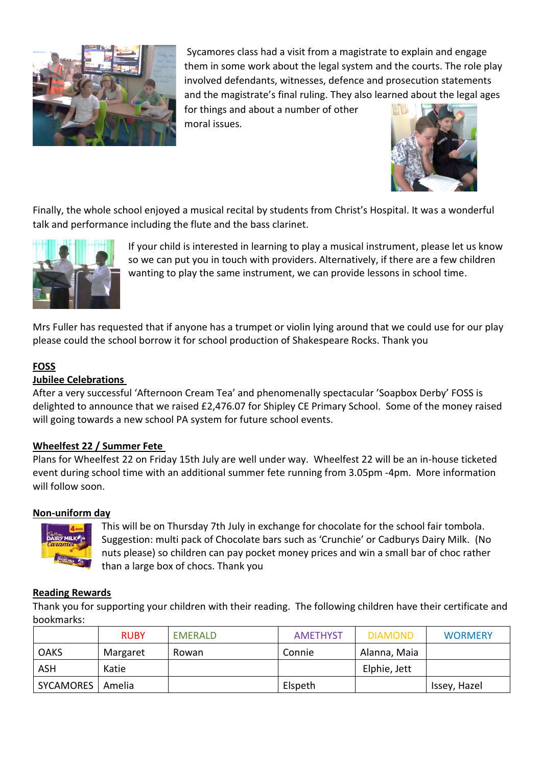Sycamores class had a visit from a magistrate to explain and engage them in some work about the legal system and the courts. The role play involved defendants, witnesses, defence and prosecution statements and the magistrate's final ruling. They also learned about the legal ages for things and about a number of other moral issues.

Finally, the whole school enjoyed a musical recital by students from Christ's Hospital. It was a wonderful talk and performance including the flute and the bass clarinet.

If your child is interested in learning to play a musical instrument, please let us know so we can put you in touch with providers. Alternatively, if there are a few children wanting to play the same instrument, we can provide lessons in school time.

Mrs Fuller has requested that if anyone has a trumpet or violin lying around that we could use for our play please could the school borrow it for school production of Shakespeare Rocks. Thank you

**FOSS**

**Jubilee Celebrations**

After a very successful 'Afternoon Cream Tea' and phenomenally spectacular 'Soapbox Derby' FOSS is delighted to announce that we raised £2,476.07 for Shipley CE Primary School. Some of the money raised will going towards a new school PA system for future school events.

**Wheelfest 22 / Summer Fete**

Plans for Wheelfest 22 on Friday 15th July are well under way. Wheelfest 22 will be an in-house ticketed event during school time with an additional summer fete running from 3.05pm -4pm. More information will follow soon.

**Non-uniform day**

This will be on Thursday 7th July in exchange for chocolate for the school fair tombola. Suggestion: multi pack of Chocolate bars such as 'Crunchie' or Cadburys Dairy Milk. (No nuts please) so children can pay pocket money prices and win a small bar of choc rather than a large box of chocs. Thank you

**Reading Rewards**

Thank you for supporting your children with their reading. The following children have their certificate and bookmarks:

| | RUBY | EMERALD | AMETHYST | DIAMOND | WORMERY |
|---|---|---|---|---|---|
| OAKS | Margaret | Rowan | Connie | Alanna, Maia | |
| ASH | Katie | | | Elphie, Jett | |
| SYCAMORES | Amelia | | Elspeth | | Issey, Hazel |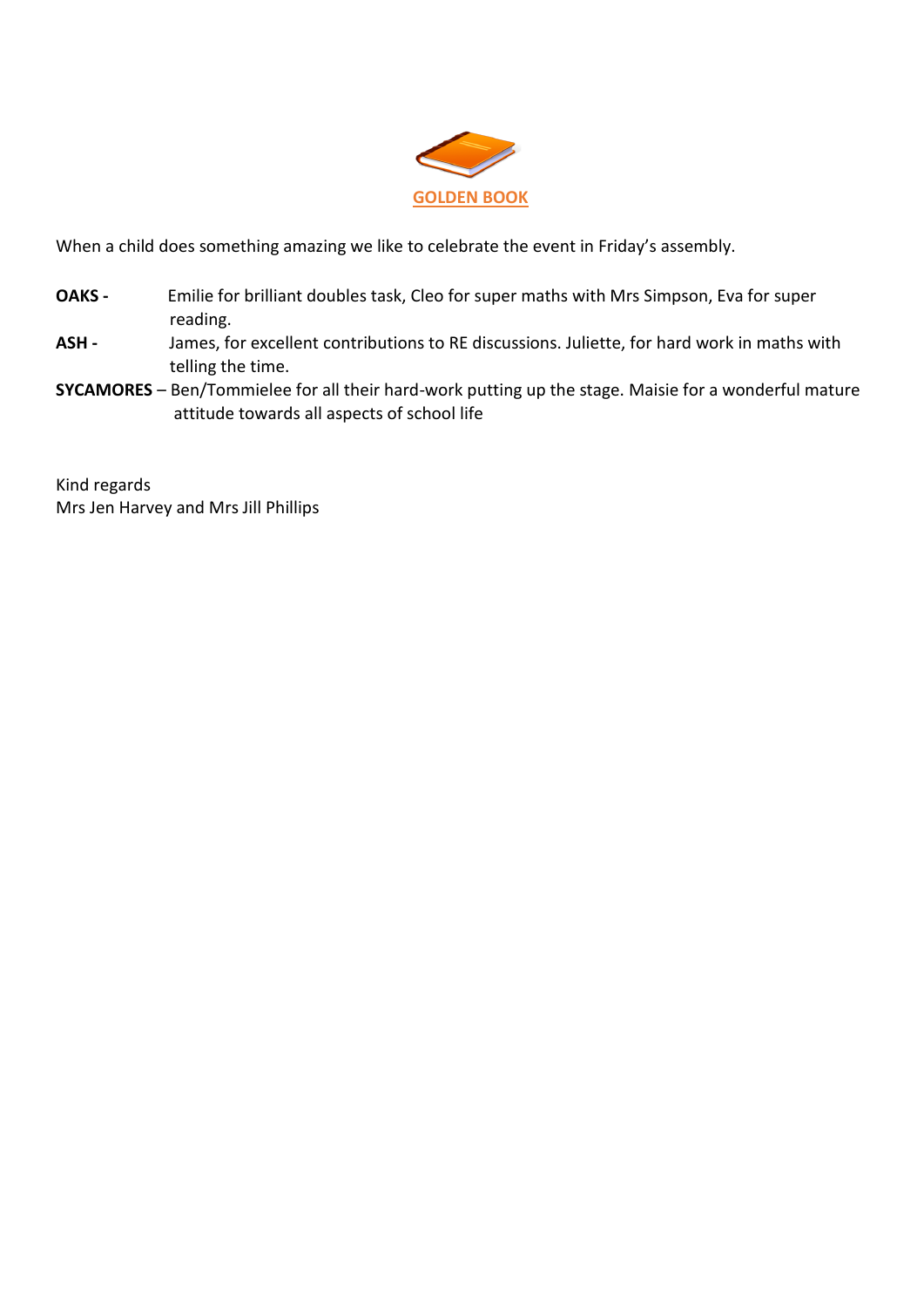## GOLDEN BOOK

When a child does something amazing we like to celebrate the event in Friday's assembly.

**OAKS -** Emilie for brilliant doubles task, Cleo for super maths with Mrs Simpson, Eva for super reading.

**ASH -** James, for excellent contributions to RE discussions. Juliette, for hard work in maths with telling the time.

**SYCAMORES** – Ben/Tommielee for all their hard-work putting up the stage. Maisie for a wonderful mature attitude towards all aspects of school life

Kind regards
Mrs Jen Harvey and Mrs Jill Phillips